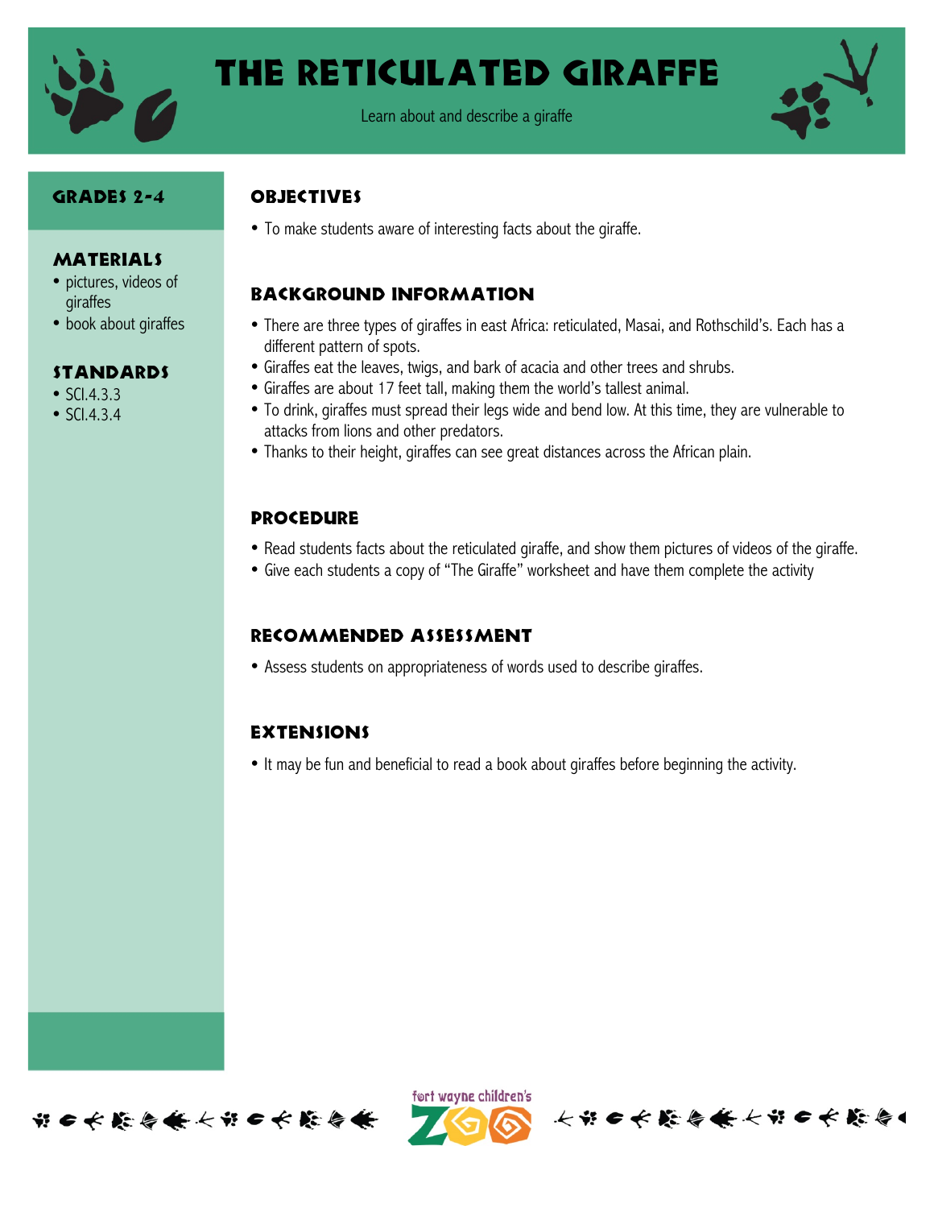# The Reticulated Giraffe

Learn about and describe a giraffe

## Grades 2-4

## Materials

- pictures, videos of giraffes
- book about giraffes

## Standards

- SCI.4.3.3
- SCI.4.3.4

## Objectives

- To make students aware of interesting facts about the giraffe.

## Background Information

- There are three types of giraffes in east Africa: reticulated, Masai, and Rothschild's. Each has a different pattern of spots.
- Giraffes eat the leaves, twigs, and bark of acacia and other trees and shrubs.
- Giraffes are about 17 feet tall, making them the world's tallest animal.
- To drink, giraffes must spread their legs wide and bend low. At this time, they are vulnerable to attacks from lions and other predators.
- Thanks to their height, giraffes can see great distances across the African plain.

## Procedure

- Read students facts about the reticulated giraffe, and show them pictures of videos of the giraffe.
- Give each students a copy of "The Giraffe" worksheet and have them complete the activity

## Recommended Assessment

- Assess students on appropriateness of words used to describe giraffes.

## Extensions

- It may be fun and beneficial to read a book about giraffes before beginning the activity.

fort wayne children's ZOO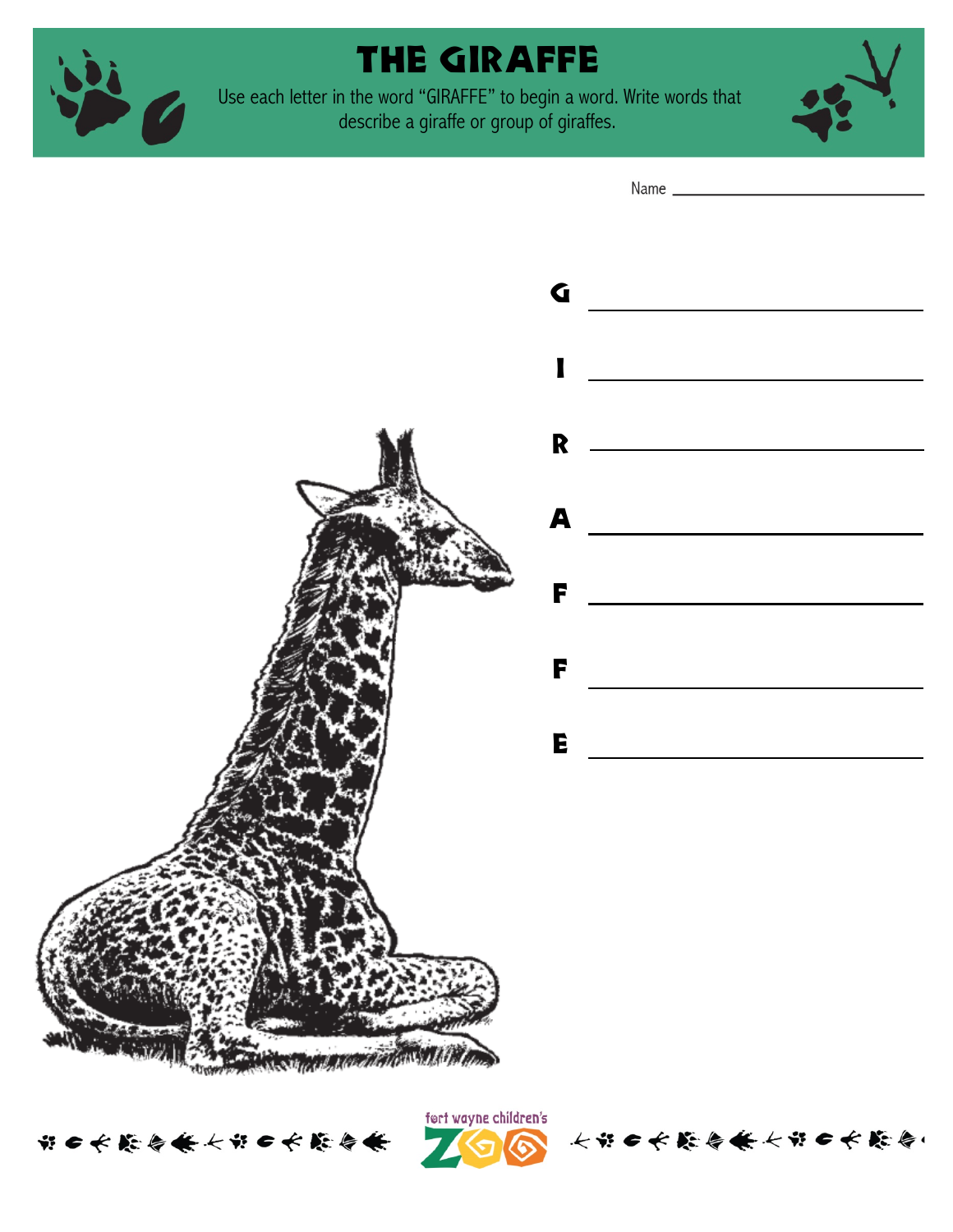# THE GIRAFFE

Use each letter in the word "GIRAFFE" to begin a word. Write words that describe a giraffe or group of giraffes.

Name ______________________

G ______________________

I ______________________

R ______________________

A ______________________

F ______________________

F ______________________

E ______________________

fort wayne children's ZOO